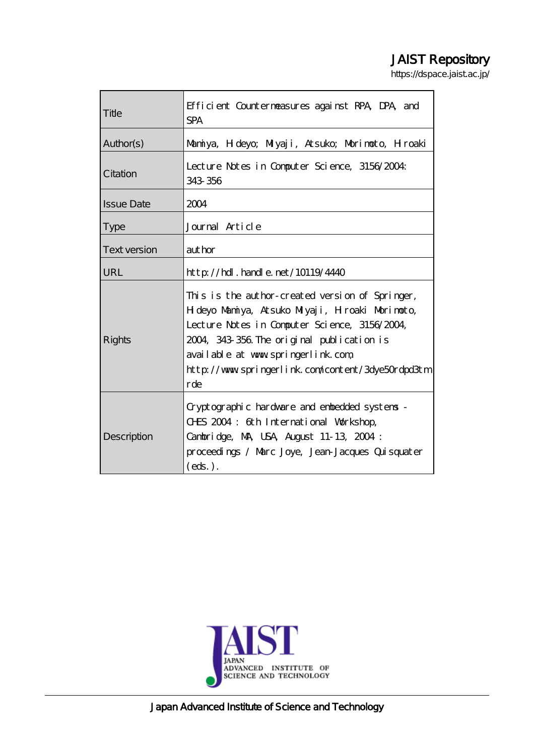JAIST Repository

https://dspace.jaist.ac.jp/

| Title | Efficient Countermeasures against RPA, DPA, and SPA |
| --- | --- |
| Author(s) | Mamiya, Hideyo; Miyaji, Atsuko; Morimoto, Hiroaki |
| Citation | Lecture Notes in Computer Science, 3156/2004: 343-356 |
| Issue Date | 2004 |
| Type | Journal Article |
| Text version | author |
| URL | http://hdl.handle.net/10119/4440 |
| Rights | This is the author-created version of Springer, Hideyo Mamiya, Atsuko Miyaji, Hiroaki Morimoto, Lecture Notes in Computer Science, 3156/2004, 2004, 343-356. The original publication is available at www.springerlink.com, http://www.springerlink.com/content/3dye50rdpd3tmrde |
| Description | Cryptographic hardware and embedded systems - CHES 2004 : 6th International Workshop, Cambridge, MA, USA, August 11-13, 2004 : proceedings / Marc Joye, Jean-Jacques Quisquater (eds.). |

JAIST JAPAN ADVANCED INSTITUTE OF SCIENCE AND TECHNOLOGY

Japan Advanced Institute of Science and Technology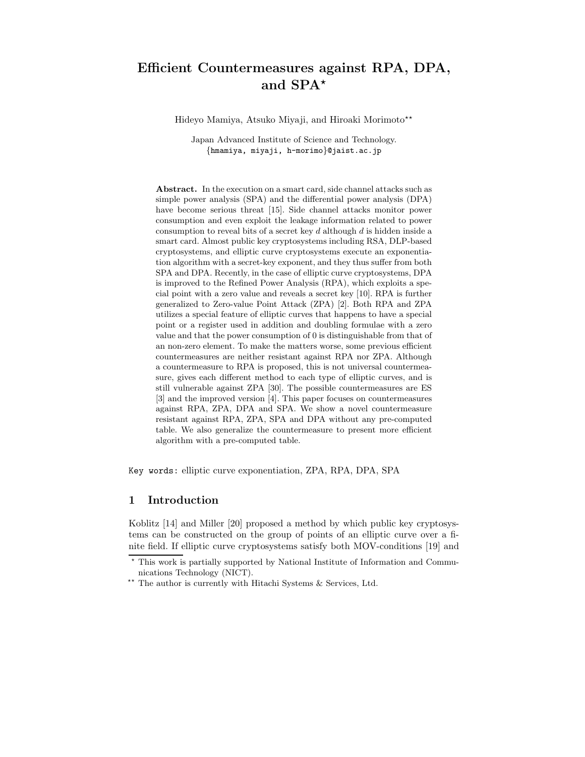# Efficient Countermeasures against RPA, DPA, and SPA*

Hideyo Mamiya, Atsuko Miyaji, and Hiroaki Morimoto**

Japan Advanced Institute of Science and Technology.
{hmamiya, miyaji, h-morimo}@jaist.ac.jp

**Abstract.** In the execution on a smart card, side channel attacks such as simple power analysis (SPA) and the differential power analysis (DPA) have become serious threat [15]. Side channel attacks monitor power consumption and even exploit the leakage information related to power consumption to reveal bits of a secret key $d$ although $d$ is hidden inside a smart card. Almost public key cryptosystems including RSA, DLP-based cryptosystems, and elliptic curve cryptosystems execute an exponentiation algorithm with a secret-key exponent, and they thus suffer from both SPA and DPA. Recently, in the case of elliptic curve cryptosystems, DPA is improved to the Refined Power Analysis (RPA), which exploits a special point with a zero value and reveals a secret key [10]. RPA is further generalized to Zero-value Point Attack (ZPA) [2]. Both RPA and ZPA utilizes a special feature of elliptic curves that happens to have a special point or a register used in addition and doubling formulae with a zero value and that the power consumption of 0 is distinguishable from that of an non-zero element. To make the matters worse, some previous efficient countermeasures are neither resistant against RPA nor ZPA. Although a countermeasure to RPA is proposed, this is not universal countermeasure, gives each different method to each type of elliptic curves, and is still vulnerable against ZPA [30]. The possible countermeasures are ES [3] and the improved version [4]. This paper focuses on countermeasures against RPA, ZPA, DPA and SPA. We show a novel countermeasure resistant against RPA, ZPA, SPA and DPA without any pre-computed table. We also generalize the countermeasure to present more efficient algorithm with a pre-computed table.

Key words: elliptic curve exponentiation, ZPA, RPA, DPA, SPA

## 1 Introduction

Koblitz [14] and Miller [20] proposed a method by which public key cryptosystems can be constructed on the group of points of an elliptic curve over a finite field. If elliptic curve cryptosystems satisfy both MOV-conditions [19] and

---

* This work is partially supported by National Institute of Information and Communications Technology (NICT).

** The author is currently with Hitachi Systems & Services, Ltd.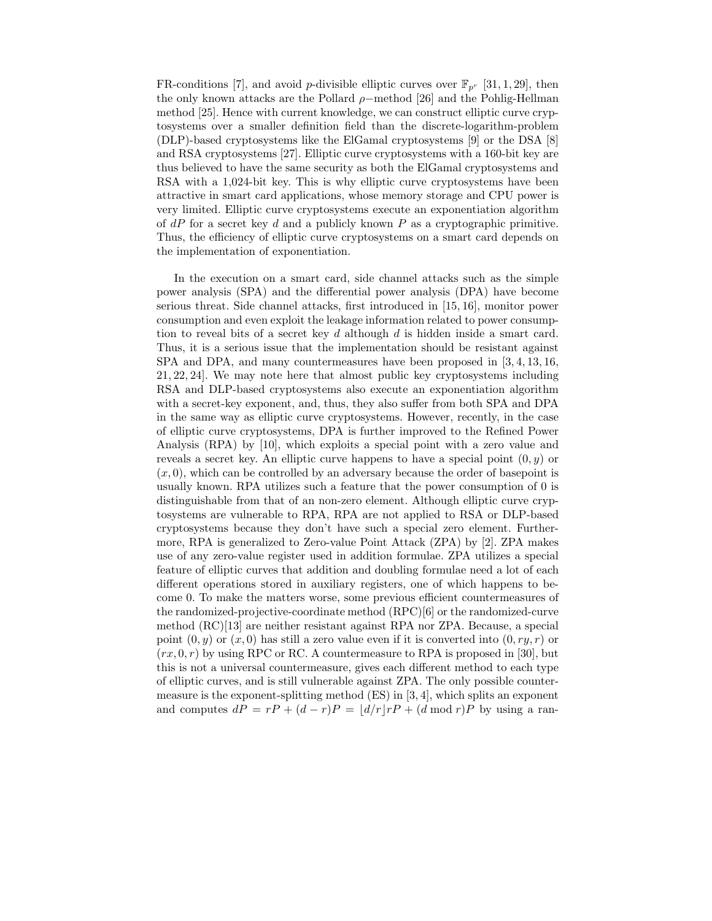FR-conditions [7], and avoid $p$-divisible elliptic curves over $\mathbb{F}_{p^r}$ [31, 1, 29], then the only known attacks are the Pollard $\rho-$method [26] and the Pohlig-Hellman method [25]. Hence with current knowledge, we can construct elliptic curve cryptosystems over a smaller definition field than the discrete-logarithm-problem (DLP)-based cryptosystems like the ElGamal cryptosystems [9] or the DSA [8] and RSA cryptosystems [27]. Elliptic curve cryptosystems with a 160-bit key are thus believed to have the same security as both the ElGamal cryptosystems and RSA with a 1,024-bit key. This is why elliptic curve cryptosystems have been attractive in smart card applications, whose memory storage and CPU power is very limited. Elliptic curve cryptosystems execute an exponentiation algorithm of $dP$ for a secret key $d$ and a publicly known $P$ as a cryptographic primitive. Thus, the efficiency of elliptic curve cryptosystems on a smart card depends on the implementation of exponentiation.

In the execution on a smart card, side channel attacks such as the simple power analysis (SPA) and the differential power analysis (DPA) have become serious threat. Side channel attacks, first introduced in [15, 16], monitor power consumption and even exploit the leakage information related to power consumption to reveal bits of a secret key $d$ although $d$ is hidden inside a smart card. Thus, it is a serious issue that the implementation should be resistant against SPA and DPA, and many countermeasures have been proposed in [3, 4, 13, 16, 21, 22, 24]. We may note here that almost public key cryptosystems including RSA and DLP-based cryptosystems also execute an exponentiation algorithm with a secret-key exponent, and, thus, they also suffer from both SPA and DPA in the same way as elliptic curve cryptosystems. However, recently, in the case of elliptic curve cryptosystems, DPA is further improved to the Refined Power Analysis (RPA) by [10], which exploits a special point with a zero value and reveals a secret key. An elliptic curve happens to have a special point $(0, y)$ or $(x, 0)$, which can be controlled by an adversary because the order of basepoint is usually known. RPA utilizes such a feature that the power consumption of 0 is distinguishable from that of an non-zero element. Although elliptic curve cryptosystems are vulnerable to RPA, RPA are not applied to RSA or DLP-based cryptosystems because they don't have such a special zero element. Furthermore, RPA is generalized to Zero-value Point Attack (ZPA) by [2]. ZPA makes use of any zero-value register used in addition formulae. ZPA utilizes a special feature of elliptic curves that addition and doubling formulae need a lot of each different operations stored in auxiliary registers, one of which happens to become 0. To make the matters worse, some previous efficient countermeasures of the randomized-projective-coordinate method (RPC)[6] or the randomized-curve method (RC)[13] are neither resistant against RPA nor ZPA. Because, a special point $(0, y)$ or $(x, 0)$ has still a zero value even if it is converted into $(0, ry, r)$ or $(rx, 0, r)$ by using RPC or RC. A countermeasure to RPA is proposed in [30], but this is not a universal countermeasure, gives each different method to each type of elliptic curves, and is still vulnerable against ZPA. The only possible countermeasure is the exponent-splitting method (ES) in [3, 4], which splits an exponent and computes $dP = rP + (d - r)P = \lfloor d/r \rfloor rP + (d \bmod r)P$ by using a ran-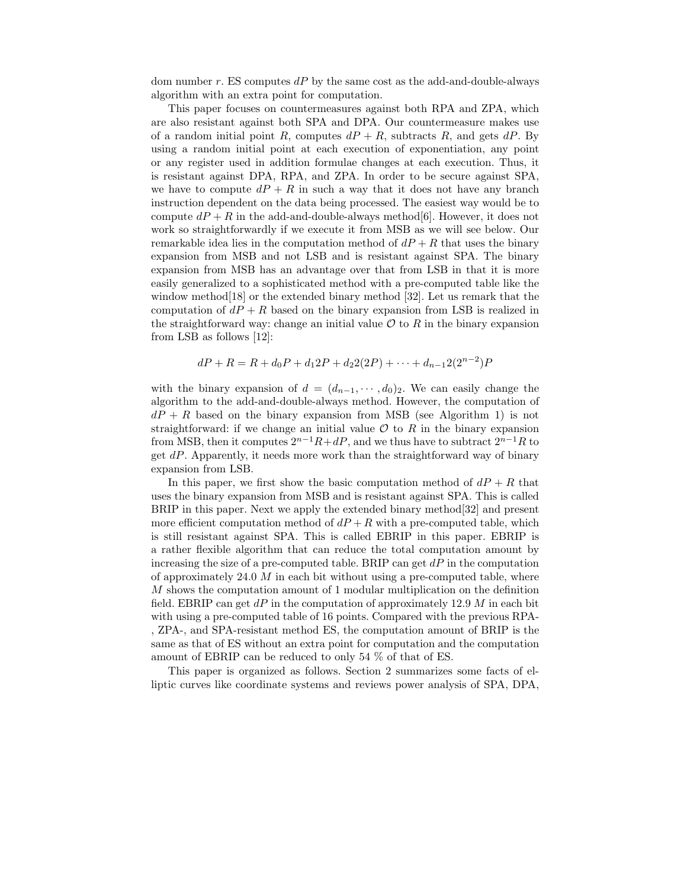dom number $r$. ES computes $dP$ by the same cost as the add-and-double-always algorithm with an extra point for computation.

This paper focuses on countermeasures against both RPA and ZPA, which are also resistant against both SPA and DPA. Our countermeasure makes use of a random initial point $R$, computes $dP + R$, subtracts $R$, and gets $dP$. By using a random initial point at each execution of exponentiation, any point or any register used in addition formulae changes at each execution. Thus, it is resistant against DPA, RPA, and ZPA. In order to be secure against SPA, we have to compute $dP + R$ in such a way that it does not have any branch instruction dependent on the data being processed. The easiest way would be to compute $dP + R$ in the add-and-double-always method[6]. However, it does not work so straightforwardly if we execute it from MSB as we will see below. Our remarkable idea lies in the computation method of $dP + R$ that uses the binary expansion from MSB and not LSB and is resistant against SPA. The binary expansion from MSB has an advantage over that from LSB in that it is more easily generalized to a sophisticated method with a pre-computed table like the window method[18] or the extended binary method [32]. Let us remark that the computation of $dP + R$ based on the binary expansion from LSB is realized in the straightforward way: change an initial value $\mathcal{O}$ to $R$ in the binary expansion from LSB as follows [12]:

$$dP + R = R + d_0P + d_1 2P + d_2 2(2P) + \cdots + d_{n-1} 2(2^{n-2})P$$

with the binary expansion of $d = (d_{n-1}, \cdots, d_0)_2$. We can easily change the algorithm to the add-and-double-always method. However, the computation of $dP + R$ based on the binary expansion from MSB (see Algorithm 1) is not straightforward: if we change an initial value $\mathcal{O}$ to $R$ in the binary expansion from MSB, then it computes $2^{n-1}R + dP$, and we thus have to subtract $2^{n-1}R$ to get $dP$. Apparently, it needs more work than the straightforward way of binary expansion from LSB.

In this paper, we first show the basic computation method of $dP + R$ that uses the binary expansion from MSB and is resistant against SPA. This is called BRIP in this paper. Next we apply the extended binary method[32] and present more efficient computation method of $dP + R$ with a pre-computed table, which is still resistant against SPA. This is called EBRIP in this paper. EBRIP is a rather flexible algorithm that can reduce the total computation amount by increasing the size of a pre-computed table. BRIP can get $dP$ in the computation of approximately 24.0 $M$ in each bit without using a pre-computed table, where $M$ shows the computation amount of 1 modular multiplication on the definition field. EBRIP can get $dP$ in the computation of approximately 12.9 $M$ in each bit with using a pre-computed table of 16 points. Compared with the previous RPA-, ZPA-, and SPA-resistant method ES, the computation amount of BRIP is the same as that of ES without an extra point for computation and the computation amount of EBRIP can be reduced to only 54 % of that of ES.

This paper is organized as follows. Section 2 summarizes some facts of elliptic curves like coordinate systems and reviews power analysis of SPA, DPA,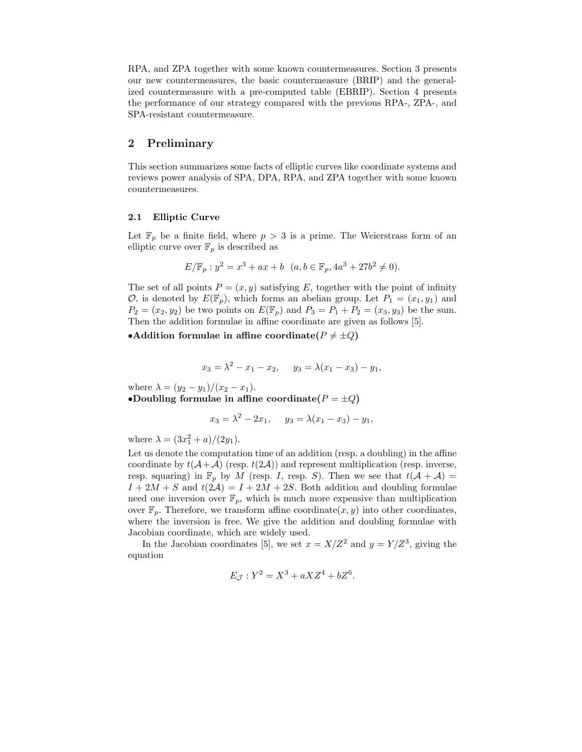RPA, and ZPA together with some known countermeasures. Section 3 presents our new countermeasures, the basic countermeasure (BRIP) and the generalized countermeasure with a pre-computed table (EBRIP). Section 4 presents the performance of our strategy compared with the previous RPA-, ZPA-, and SPA-resistant countermeasure.

## 2 Preliminary

This section summarizes some facts of elliptic curves like coordinate systems and reviews power analysis of SPA, DPA, RPA, and ZPA together with some known countermeasures.

### 2.1 Elliptic Curve

Let $\mathbb{F}_p$ be a finite field, where $p > 3$ is a prime. The Weierstrass form of an elliptic curve over $\mathbb{F}_p$ is described as

$$E/\mathbb{F}_p : y^2 = x^3 + ax + b \quad (a, b \in \mathbb{F}_p, 4a^3 + 27b^2 \neq 0).$$

The set of all points $P = (x, y)$ satisfying $E$, together with the point of infinity $\mathcal{O}$, is denoted by $E(\mathbb{F}_p)$, which forms an abelian group. Let $P_1 = (x_1, y_1)$ and $P_2 = (x_2, y_2)$ be two points on $E(\mathbb{F}_p)$ and $P_3 = P_1 + P_2 = (x_3, y_3)$ be the sum. Then the addition formulae in affine coordinate are given as follows [5].

**•Addition formulae in affine coordinate($P \neq \pm Q$)**

$$x_3 = \lambda^2 - x_1 - x_2, \quad y_3 = \lambda(x_1 - x_3) - y_1,$$

where $\lambda = (y_2 - y_1)/(x_2 - x_1)$.

**•Doubling formulae in affine coordinate($P = \pm Q$)**

$$x_3 = \lambda^2 - 2x_1, \quad y_3 = \lambda(x_1 - x_3) - y_1,$$

where $\lambda = (3x_1^2 + a)/(2y_1)$.

Let us denote the computation time of an addition (resp. a doubling) in the affine coordinate by $t(\mathcal{A}+\mathcal{A})$ (resp. $t(2\mathcal{A})$) and represent multiplication (resp. inverse, resp. squaring) in $\mathbb{F}_p$ by $M$ (resp. $I$, resp. $S$). Then we see that $t(\mathcal{A}+\mathcal{A}) = I + 2M + S$ and $t(2\mathcal{A}) = I + 2M + 2S$. Both addition and doubling formulae need one inversion over $\mathbb{F}_p$, which is much more expensive than multiplication over $\mathbb{F}_p$. Therefore, we transform affine coordinate$(x, y)$ into other coordinates, where the inversion is free. We give the addition and doubling formulae with Jacobian coordinate, which are widely used.

In the Jacobian coordinates [5], we set $x = X/Z^2$ and $y = Y/Z^3$, giving the equation

$$E_{\mathcal{J}} : Y^2 = X^3 + aXZ^4 + bZ^6.$$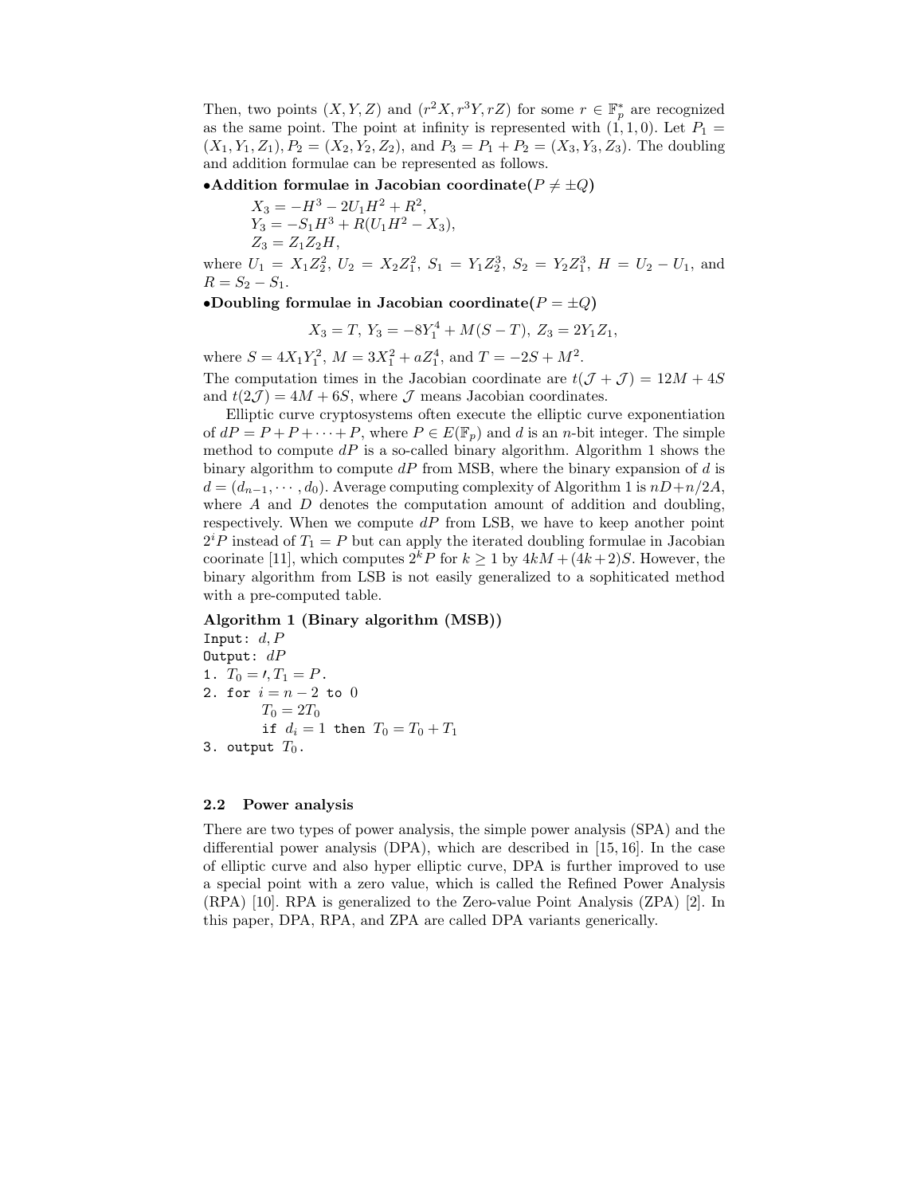Then, two points $(X, Y, Z)$ and $(r^2X, r^3Y, rZ)$ for some $r \in \mathbb{F}_p^*$ are recognized as the same point. The point at infinity is represented with $(1, 1, 0)$. Let $P_1 = (X_1, Y_1, Z_1), P_2 = (X_2, Y_2, Z_2)$, and $P_3 = P_1 + P_2 = (X_3, Y_3, Z_3)$. The doubling and addition formulae can be represented as follows.

**•Addition formulae in Jacobian coordinate($P \neq \pm Q$)**

$$X_3 = -H^3 - 2U_1H^2 + R^2,$$
$$Y_3 = -S_1H^3 + R(U_1H^2 - X_3),$$
$$Z_3 = Z_1Z_2H,$$

where $U_1 = X_1Z_2^2$, $U_2 = X_2Z_1^2$, $S_1 = Y_1Z_2^3$, $S_2 = Y_2Z_1^3$, $H = U_2 - U_1$, and $R = S_2 - S_1$.

**•Doubling formulae in Jacobian coordinate($P = \pm Q$)**

$$X_3 = T,\ Y_3 = -8Y_1^4 + M(S - T),\ Z_3 = 2Y_1Z_1,$$

where $S = 4X_1Y_1^2$, $M = 3X_1^2 + aZ_1^4$, and $T = -2S + M^2$.

The computation times in the Jacobian coordinate are $t(\mathcal{J} + \mathcal{J}) = 12M + 4S$ and $t(2\mathcal{J}) = 4M + 6S$, where $\mathcal{J}$ means Jacobian coordinates.

Elliptic curve cryptosystems often execute the elliptic curve exponentiation of $dP = P + P + \cdots + P$, where $P \in E(\mathbb{F}_p)$ and $d$ is an $n$-bit integer. The simple method to compute $dP$ is a so-called binary algorithm. Algorithm 1 shows the binary algorithm to compute $dP$ from MSB, where the binary expansion of $d$ is $d = (d_{n-1}, \cdots, d_0)$. Average computing complexity of Algorithm 1 is $nD + n/2A$, where $A$ and $D$ denotes the computation amount of addition and doubling, respectively. When we compute $dP$ from LSB, we have to keep another point $2^iP$ instead of $T_1 = P$ but can apply the iterated doubling formulae in Jacobian coorinate [11], which computes $2^kP$ for $k \geq 1$ by $4kM + (4k+2)S$. However, the binary algorithm from LSB is not easily generalized to a sophiticated method with a pre-computed table.

**Algorithm 1 (Binary algorithm (MSB))**

```
Input: d, P
Output: dP
1. T0 = O, T1 = P.
2. for i = n-2 to 0
       T0 = 2T0
       if di = 1 then T0 = T0 + T1
3. output T0.
```

### 2.2 Power analysis

There are two types of power analysis, the simple power analysis (SPA) and the differential power analysis (DPA), which are described in [15, 16]. In the case of elliptic curve and also hyper elliptic curve, DPA is further improved to use a special point with a zero value, which is called the Refined Power Analysis (RPA) [10]. RPA is generalized to the Zero-value Point Analysis (ZPA) [2]. In this paper, DPA, RPA, and ZPA are called DPA variants generically.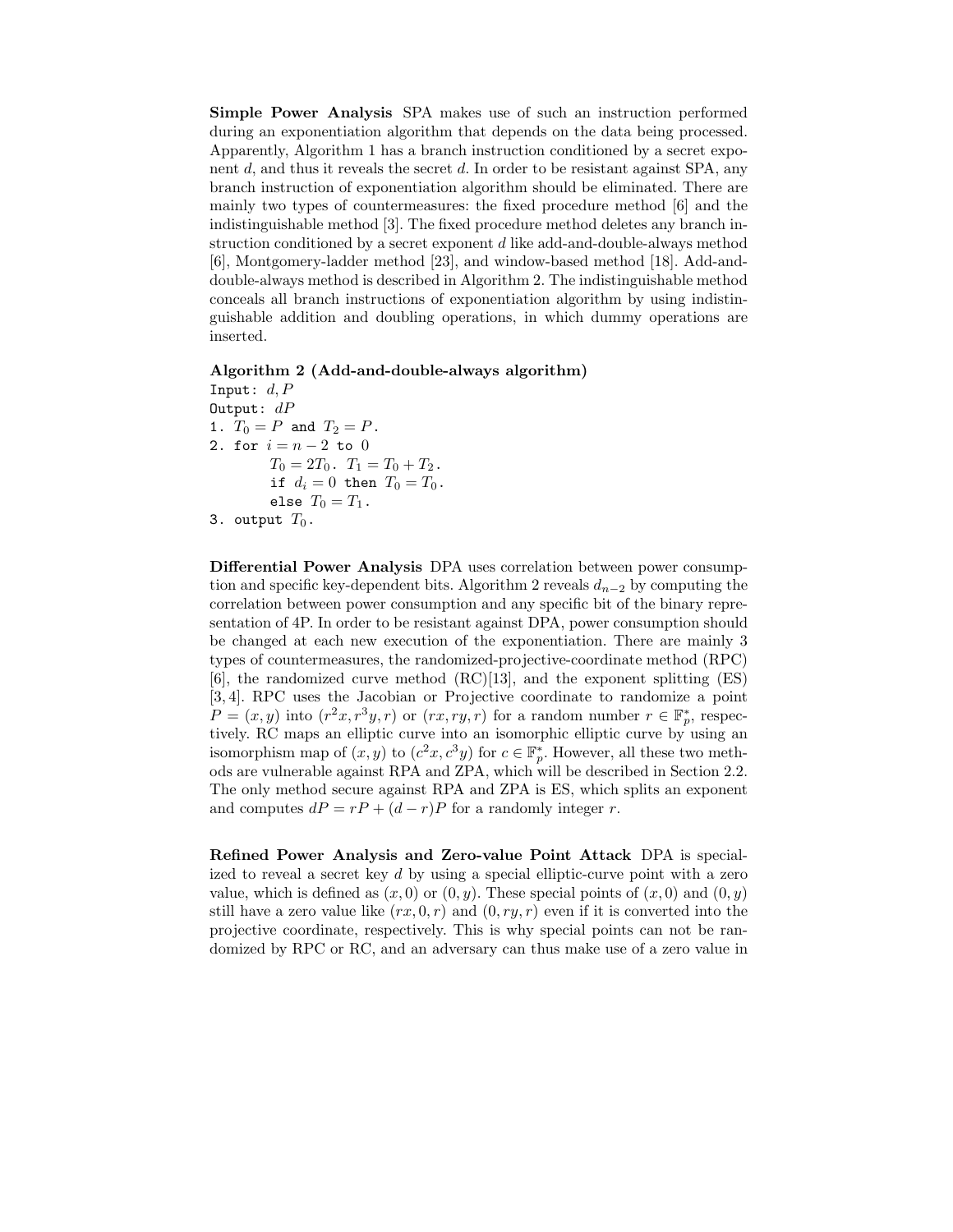**Simple Power Analysis** SPA makes use of such an instruction performed during an exponentiation algorithm that depends on the data being processed. Apparently, Algorithm 1 has a branch instruction conditioned by a secret exponent $d$, and thus it reveals the secret $d$. In order to be resistant against SPA, any branch instruction of exponentiation algorithm should be eliminated. There are mainly two types of countermeasures: the fixed procedure method [6] and the indistinguishable method [3]. The fixed procedure method deletes any branch instruction conditioned by a secret exponent $d$ like add-and-double-always method [6], Montgomery-ladder method [23], and window-based method [18]. Add-and-double-always method is described in Algorithm 2. The indistinguishable method conceals all branch instructions of exponentiation algorithm by using indistinguishable addition and doubling operations, in which dummy operations are inserted.

**Algorithm 2 (Add-and-double-always algorithm)**

```
Input: d, P
Output: dP
1. T_0 = P and T_2 = P.
2. for i = n-2 to 0
       T_0 = 2T_0.  T_1 = T_0 + T_2.
       if d_i = 0 then T_0 = T_0.
       else T_0 = T_1.
3. output T_0.
```

**Differential Power Analysis** DPA uses correlation between power consumption and specific key-dependent bits. Algorithm 2 reveals $d_{n-2}$ by computing the correlation between power consumption and any specific bit of the binary representation of 4P. In order to be resistant against DPA, power consumption should be changed at each new execution of the exponentiation. There are mainly 3 types of countermeasures, the randomized-projective-coordinate method (RPC) [6], the randomized curve method (RC)[13], and the exponent splitting (ES) [3, 4]. RPC uses the Jacobian or Projective coordinate to randomize a point $P = (x, y)$ into $(r^2x, r^3y, r)$ or $(rx, ry, r)$ for a random number $r \in \mathbb{F}_p^*$, respectively. RC maps an elliptic curve into an isomorphic elliptic curve by using an isomorphism map of $(x, y)$ to $(c^2x, c^3y)$ for $c \in \mathbb{F}_p^*$. However, all these two methods are vulnerable against RPA and ZPA, which will be described in Section 2.2. The only method secure against RPA and ZPA is ES, which splits an exponent and computes $dP = rP + (d - r)P$ for a randomly integer $r$.

**Refined Power Analysis and Zero-value Point Attack** DPA is specialized to reveal a secret key $d$ by using a special elliptic-curve point with a zero value, which is defined as $(x, 0)$ or $(0, y)$. These special points of $(x, 0)$ and $(0, y)$ still have a zero value like $(rx, 0, r)$ and $(0, ry, r)$ even if it is converted into the projective coordinate, respectively. This is why special points can not be randomized by RPC or RC, and an adversary can thus make use of a zero value in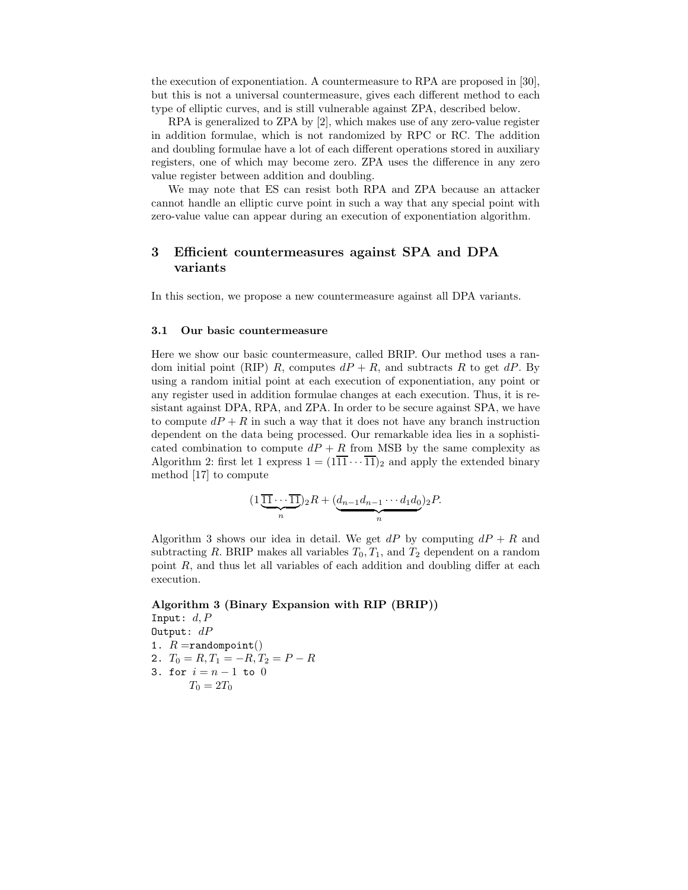the execution of exponentiation. A countermeasure to RPA are proposed in [30], but this is not a universal countermeasure, gives each different method to each type of elliptic curves, and is still vulnerable against ZPA, described below.

RPA is generalized to ZPA by [2], which makes use of any zero-value register in addition formulae, which is not randomized by RPC or RC. The addition and doubling formulae have a lot of each different operations stored in auxiliary registers, one of which may become zero. ZPA uses the difference in any zero value register between addition and doubling.

We may note that ES can resist both RPA and ZPA because an attacker cannot handle an elliptic curve point in such a way that any special point with zero-value value can appear during an execution of exponentiation algorithm.

## 3 Efficient countermeasures against SPA and DPA variants

In this section, we propose a new countermeasure against all DPA variants.

### 3.1 Our basic countermeasure

Here we show our basic countermeasure, called BRIP. Our method uses a random initial point (RIP) $R$, computes $dP + R$, and subtracts $R$ to get $dP$. By using a random initial point at each execution of exponentiation, any point or any register used in addition formulae changes at each execution. Thus, it is resistant against DPA, RPA, and ZPA. In order to be secure against SPA, we have to compute $dP + R$ in such a way that it does not have any branch instruction dependent on the data being processed. Our remarkable idea lies in a sophisticated combination to compute $dP + R$ from MSB by the same complexity as Algorithm 2: first let 1 express $1 = (1\overline{11}\cdots\overline{11})_2$ and apply the extended binary method [17] to compute

$$(1\underbrace{\overline{11}\cdots\overline{11}}_{n})_2 R + (\underbrace{d_{n-1}d_{n-1}\cdots d_1 d_0}_{n})_2 P.$$

Algorithm 3 shows our idea in detail. We get $dP$ by computing $dP + R$ and subtracting $R$. BRIP makes all variables $T_0, T_1$, and $T_2$ dependent on a random point $R$, and thus let all variables of each addition and doubling differ at each execution.

**Algorithm 3 (Binary Expansion with RIP (BRIP))**

```
Input: d, P
Output: dP
1. R = randompoint()
2. T_0 = R, T_1 = -R, T_2 = P - R
3. for i = n - 1 to 0
       T_0 = 2T_0
```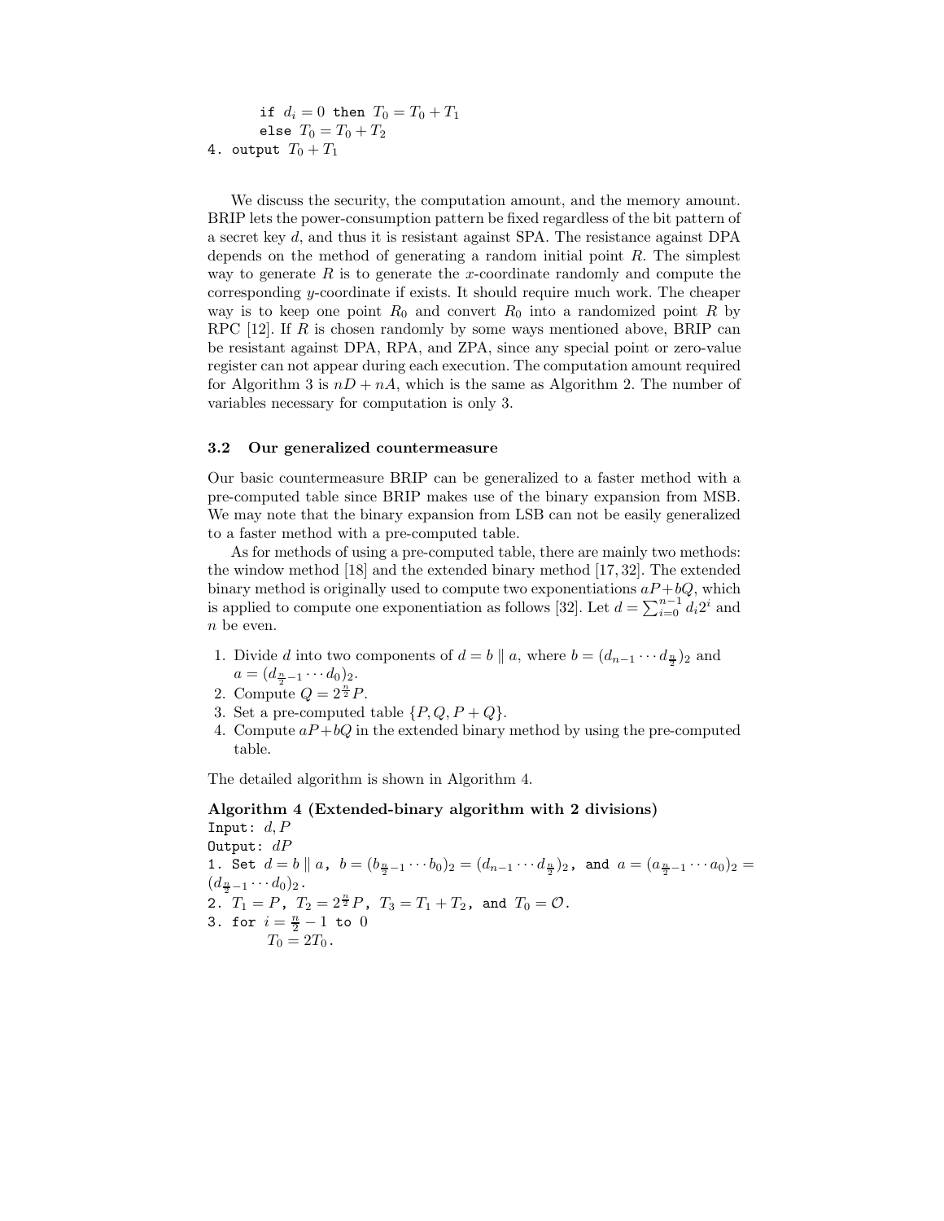```
        if $d_i = 0$ then $T_0 = T_0 + T_1$
        else $T_0 = T_0 + T_2$
4. output $T_0 + T_1$
```

We discuss the security, the computation amount, and the memory amount. BRIP lets the power-consumption pattern be fixed regardless of the bit pattern of a secret key $d$, and thus it is resistant against SPA. The resistance against DPA depends on the method of generating a random initial point $R$. The simplest way to generate $R$ is to generate the $x$-coordinate randomly and compute the corresponding $y$-coordinate if exists. It should require much work. The cheaper way is to keep one point $R_0$ and convert $R_0$ into a randomized point $R$ by RPC [12]. If $R$ is chosen randomly by some ways mentioned above, BRIP can be resistant against DPA, RPA, and ZPA, since any special point or zero-value register can not appear during each execution. The computation amount required for Algorithm 3 is $nD + nA$, which is the same as Algorithm 2. The number of variables necessary for computation is only 3.

### 3.2 Our generalized countermeasure

Our basic countermeasure BRIP can be generalized to a faster method with a pre-computed table since BRIP makes use of the binary expansion from MSB. We may note that the binary expansion from LSB can not be easily generalized to a faster method with a pre-computed table.

As for methods of using a pre-computed table, there are mainly two methods: the window method [18] and the extended binary method [17, 32]. The extended binary method is originally used to compute two exponentiations $aP+bQ$, which is applied to compute one exponentiation as follows [32]. Let $d = \sum_{i=0}^{n-1} d_i 2^i$ and $n$ be even.

1. Divide $d$ into two components of $d = b \parallel a$, where $b = (d_{n-1} \cdots d_{\frac{n}{2}})_2$ and $a = (d_{\frac{n}{2}-1} \cdots d_0)_2$.
2. Compute $Q = 2^{\frac{n}{2}} P$.
3. Set a pre-computed table $\{P, Q, P+Q\}$.
4. Compute $aP+bQ$ in the extended binary method by using the pre-computed table.

The detailed algorithm is shown in Algorithm 4.

**Algorithm 4 (Extended-binary algorithm with 2 divisions)**

```
Input: $d, P$
Output: $dP$
1. Set $d = b \parallel a$, $b = (b_{\frac{n}{2}-1} \cdots b_0)_2 = (d_{n-1} \cdots d_{\frac{n}{2}})_2$, and $a = (a_{\frac{n}{2}-1} \cdots a_0)_2 = (d_{\frac{n}{2}-1} \cdots d_0)_2$.
2. $T_1 = P$, $T_2 = 2^{\frac{n}{2}} P$, $T_3 = T_1 + T_2$, and $T_0 = \mathcal{O}$.
3. for $i = \frac{n}{2} - 1$ to 0
        $T_0 = 2T_0$.
```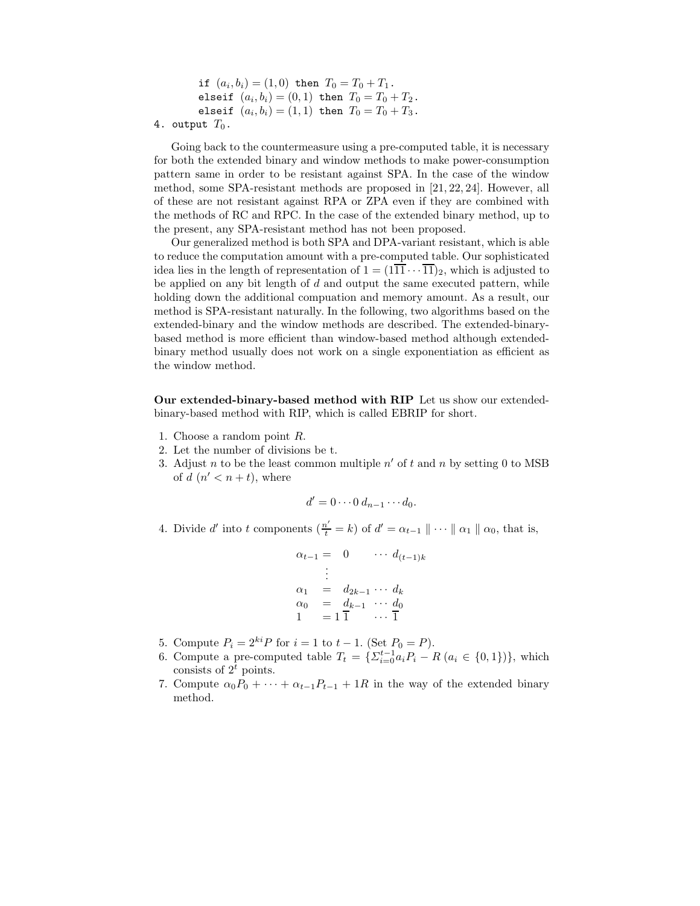```
        if (a_i, b_i) = (1, 0) then T_0 = T_0 + T_1.
        elseif (a_i, b_i) = (0, 1) then T_0 = T_0 + T_2.
        elseif (a_i, b_i) = (1, 1) then T_0 = T_0 + T_3.
4. output T_0.
```

Going back to the countermeasure using a pre-computed table, it is necessary for both the extended binary and window methods to make power-consumption pattern same in order to be resistant against SPA. In the case of the window method, some SPA-resistant methods are proposed in [21, 22, 24]. However, all of these are not resistant against RPA or ZPA even if they are combined with the methods of RC and RPC. In the case of the extended binary method, up to the present, any SPA-resistant method has not been proposed.

Our generalized method is both SPA and DPA-variant resistant, which is able to reduce the computation amount with a pre-computed table. Our sophisticated idea lies in the length of representation of $1 = (1\overline{1}\overline{1}\cdots\overline{1}\overline{1})_2$, which is adjusted to be applied on any bit length of $d$ and output the same executed pattern, while holding down the additional compuation and memory amount. As a result, our method is SPA-resistant naturally. In the following, two algorithms based on the extended-binary and the window methods are described. The extended-binary-based method is more efficient than window-based method although extended-binary method usually does not work on a single exponentiation as efficient as the window method.

**Our extended-binary-based method with RIP** Let us show our extended-binary-based method with RIP, which is called EBRIP for short.

1. Choose a random point $R$.
2. Let the number of divisions be t.
3. Adjust $n$ to be the least common multiple $n'$ of $t$ and $n$ by setting 0 to MSB of $d$ ($n' < n + t$), where

$$d' = 0 \cdots 0 \, d_{n-1} \cdots d_0.$$

4. Divide $d'$ into $t$ components ($\frac{n'}{t} = k$) of $d' = \alpha_{t-1} \parallel \cdots \parallel \alpha_1 \parallel \alpha_0$, that is,

$$\begin{array}{lcl} \alpha_{t-1} = & 0 & \cdots \; d_{(t-1)k} \\ & \vdots & \\ \alpha_1 & = & d_{2k-1} \cdots d_k \\ \alpha_0 & = & d_{k-1} \;\; \cdots \; d_0 \\ 1 & = 1\,\overline{1} & \;\;\; \cdots \; \overline{1} \end{array}$$

5. Compute $P_i = 2^{ki}P$ for $i = 1$ to $t-1$. (Set $P_0 = P$).
6. Compute a pre-computed table $T_t = \{\Sigma_{i=0}^{t-1} a_i P_i - R \; (a_i \in \{0,1\})\}$, which consists of $2^t$ points.
7. Compute $\alpha_0 P_0 + \cdots + \alpha_{t-1} P_{t-1} + 1R$ in the way of the extended binary method.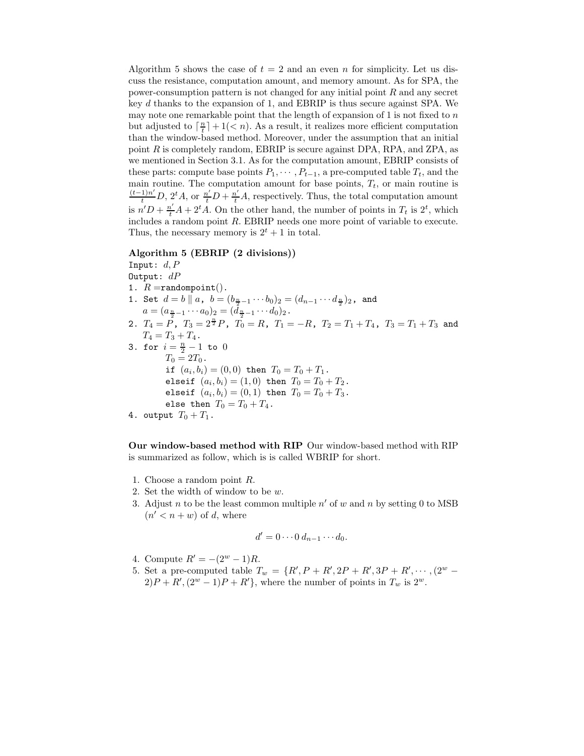Algorithm 5 shows the case of $t = 2$ and an even $n$ for simplicity. Let us discuss the resistance, computation amount, and memory amount. As for SPA, the power-consumption pattern is not changed for any initial point $R$ and any secret key $d$ thanks to the expansion of 1, and EBRIP is thus secure against SPA. We may note one remarkable point that the length of expansion of 1 is not fixed to $n$ but adjusted to $\lceil \frac{n}{t} \rceil + 1 (< n)$. As a result, it realizes more efficient computation than the window-based method. Moreover, under the assumption that an initial point $R$ is completely random, EBRIP is secure against DPA, RPA, and ZPA, as we mentioned in Section 3.1. As for the computation amount, EBRIP consists of these parts: compute base points $P_1, \cdots, P_{t-1}$, a pre-computed table $T_t$, and the main routine. The computation amount for base points, $T_t$, or main routine is $\frac{(t-1)n'}{t}D$, $2^t A$, or $\frac{n'}{t}D + \frac{n'}{t}A$, respectively. Thus, the total computation amount is $n'D + \frac{n'}{t}A + 2^t A$. On the other hand, the number of points in $T_t$ is $2^t$, which includes a random point $R$. EBRIP needs one more point of variable to execute. Thus, the necessary memory is $2^t + 1$ in total.

**Algorithm 5 (EBRIP (2 divisions))**

Input: $d, P$

Output: $dP$

1. $R =$randompoint().
1. Set $d = b \parallel a$, $b = (b_{\frac{n}{2}-1} \cdots b_0)_2 = (d_{n-1} \cdots d_{\frac{n}{2}})_2$, and $a = (a_{\frac{n}{2}-1} \cdots a_0)_2 = (d_{\frac{n}{2}-1} \cdots d_0)_2$.
2. $T_4 = P$, $T_3 = 2^{\frac{n}{2}}P$, $T_0 = R$, $T_1 = -R$, $T_2 = T_1 + T_4$, $T_3 = T_1 + T_3$ and $T_4 = T_3 + T_4$.
3. for $i = \frac{n}{2} - 1$ to $0$
   - $T_0 = 2T_0$.
   - if $(a_i, b_i) = (0, 0)$ then $T_0 = T_0 + T_1$.
   - elseif $(a_i, b_i) = (1, 0)$ then $T_0 = T_0 + T_2$.
   - elseif $(a_i, b_i) = (0, 1)$ then $T_0 = T_0 + T_3$.
   - else then $T_0 = T_0 + T_4$.
4. output $T_0 + T_1$.

**Our window-based method with RIP** Our window-based method with RIP is summarized as follow, which is is called WBRIP for short.

1. Choose a random point $R$.
2. Set the width of window to be $w$.
3. Adjust $n$ to be the least common multiple $n'$ of $w$ and $n$ by setting 0 to MSB ($n' < n + w$) of $d$, where
$$d' = 0 \cdots 0\, d_{n-1} \cdots d_0.$$
4. Compute $R' = -(2^w - 1)R$.
5. Set a pre-computed table $T_w = \{R', P + R', 2P + R', 3P + R', \cdots, (2^w - 2)P + R', (2^w - 1)P + R'\}$, where the number of points in $T_w$ is $2^w$.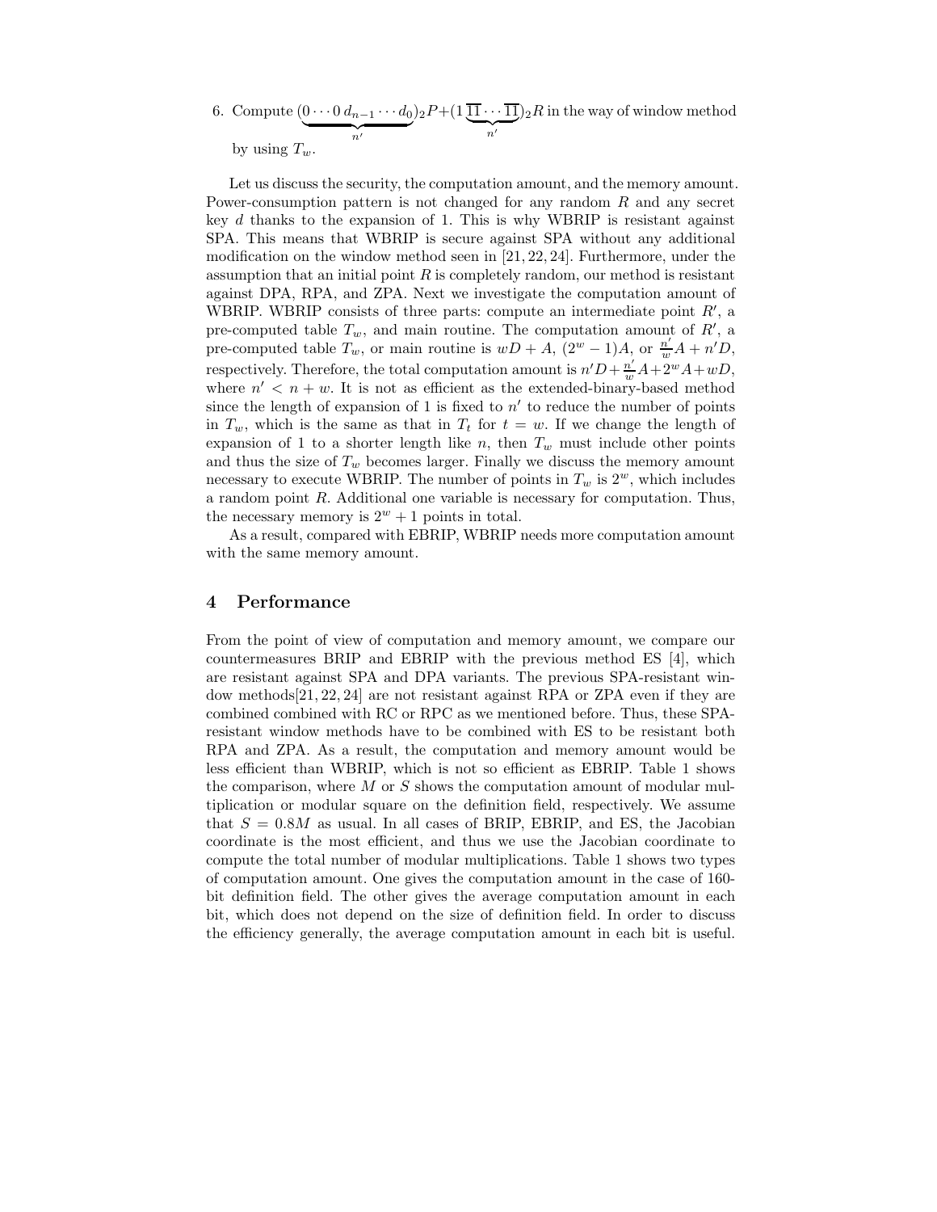6. Compute $(\underbrace{0\cdots 0\, d_{n-1}\cdots d_0}_{n'})_2 P + (1\underbrace{\overline{1}1\cdots\overline{1}1}_{n'})_2 R$ in the way of window method by using $T_w$.

Let us discuss the security, the computation amount, and the memory amount. Power-consumption pattern is not changed for any random $R$ and any secret key $d$ thanks to the expansion of 1. This is why WBRIP is resistant against SPA. This means that WBRIP is secure against SPA without any additional modification on the window method seen in [21, 22, 24]. Furthermore, under the assumption that an initial point $R$ is completely random, our method is resistant against DPA, RPA, and ZPA. Next we investigate the computation amount of WBRIP. WBRIP consists of three parts: compute an intermediate point $R'$, a pre-computed table $T_w$, and main routine. The computation amount of $R'$, a pre-computed table $T_w$, or main routine is $wD + A$, $(2^w - 1)A$, or $\frac{n'}{w}A + n'D$, respectively. Therefore, the total computation amount is $n'D + \frac{n'}{w}A + 2^w A + wD$, where $n' < n + w$. It is not as efficient as the extended-binary-based method since the length of expansion of 1 is fixed to $n'$ to reduce the number of points in $T_w$, which is the same as that in $T_t$ for $t = w$. If we change the length of expansion of 1 to a shorter length like $n$, then $T_w$ must include other points and thus the size of $T_w$ becomes larger. Finally we discuss the memory amount necessary to execute WBRIP. The number of points in $T_w$ is $2^w$, which includes a random point $R$. Additional one variable is necessary for computation. Thus, the necessary memory is $2^w + 1$ points in total.

As a result, compared with EBRIP, WBRIP needs more computation amount with the same memory amount.

## 4 Performance

From the point of view of computation and memory amount, we compare our countermeasures BRIP and EBRIP with the previous method ES [4], which are resistant against SPA and DPA variants. The previous SPA-resistant window methods[21, 22, 24] are not resistant against RPA or ZPA even if they are combined combined with RC or RPC as we mentioned before. Thus, these SPA-resistant window methods have to be combined with ES to be resistant both RPA and ZPA. As a result, the computation and memory amount would be less efficient than WBRIP, which is not so efficient as EBRIP. Table 1 shows the comparison, where $M$ or $S$ shows the computation amount of modular multiplication or modular square on the definition field, respectively. We assume that $S = 0.8M$ as usual. In all cases of BRIP, EBRIP, and ES, the Jacobian coordinate is the most efficient, and thus we use the Jacobian coordinate to compute the total number of modular multiplications. Table 1 shows two types of computation amount. One gives the computation amount in the case of 160-bit definition field. The other gives the average computation amount in each bit, which does not depend on the size of definition field. In order to discuss the efficiency generally, the average computation amount in each bit is useful.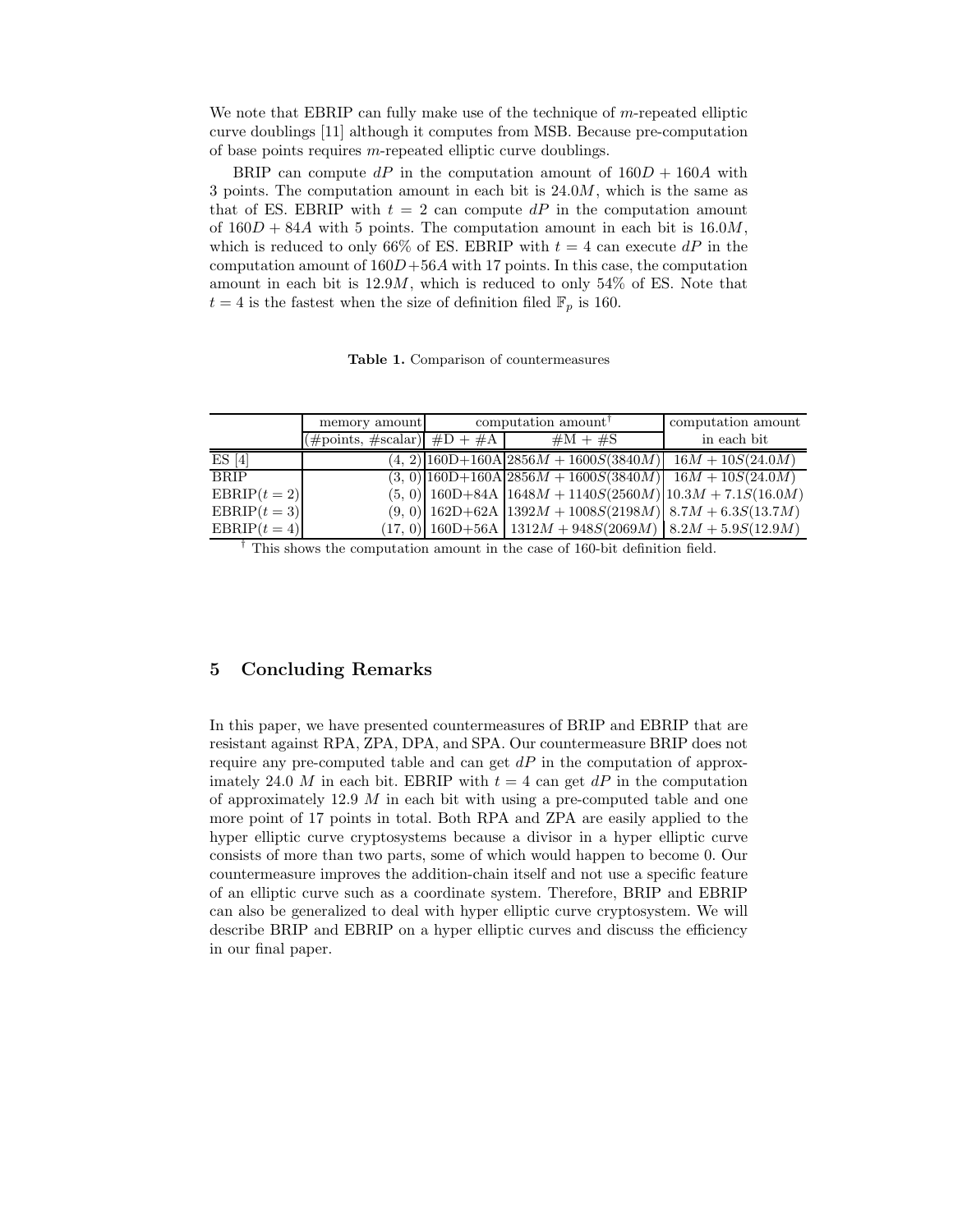We note that EBRIP can fully make use of the technique of $m$-repeated elliptic curve doublings [11] although it computes from MSB. Because pre-computation of base points requires $m$-repeated elliptic curve doublings.

BRIP can compute $dP$ in the computation amount of $160D + 160A$ with 3 points. The computation amount in each bit is $24.0M$, which is the same as that of ES. EBRIP with $t = 2$ can compute $dP$ in the computation amount of $160D + 84A$ with 5 points. The computation amount in each bit is $16.0M$, which is reduced to only 66% of ES. EBRIP with $t = 4$ can execute $dP$ in the computation amount of $160D+56A$ with 17 points. In this case, the computation amount in each bit is $12.9M$, which is reduced to only 54% of ES. Note that $t = 4$ is the fastest when the size of definition filed $\mathbb{F}_p$ is 160.

**Table 1.** Comparison of countermeasures

| | memory amount | computation amount[†] | | computation amount |
|---|---|---|---|---|
| | (#points, #scalar) | #D + #A | #M + #S | in each bit |
| ES [4] | (4, 2) | 160D+160A | $2856M + 1600S(3840M)$ | $16M + 10S(24.0M)$ |
| BRIP | (3, 0) | 160D+160A | $2856M + 1600S(3840M)$ | $16M + 10S(24.0M)$ |
| EBRIP($t = 2$) | (5, 0) | 160D+84A | $1648M + 1140S(2560M)$ | $10.3M + 7.1S(16.0M)$ |
| EBRIP($t = 3$) | (9, 0) | 162D+62A | $1392M + 1008S(2198M)$ | $8.7M + 6.3S(13.7M)$ |
| EBRIP($t = 4$) | (17, 0) | 160D+56A | $1312M + 948S(2069M)$ | $8.2M + 5.9S(12.9M)$ |

[†] This shows the computation amount in the case of 160-bit definition field.

## 5 Concluding Remarks

In this paper, we have presented countermeasures of BRIP and EBRIP that are resistant against RPA, ZPA, DPA, and SPA. Our countermeasure BRIP does not require any pre-computed table and can get $dP$ in the computation of approximately 24.0 $M$ in each bit. EBRIP with $t = 4$ can get $dP$ in the computation of approximately 12.9 $M$ in each bit with using a pre-computed table and one more point of 17 points in total. Both RPA and ZPA are easily applied to the hyper elliptic curve cryptosystems because a divisor in a hyper elliptic curve consists of more than two parts, some of which would happen to become 0. Our countermeasure improves the addition-chain itself and not use a specific feature of an elliptic curve such as a coordinate system. Therefore, BRIP and EBRIP can also be generalized to deal with hyper elliptic curve cryptosystem. We will describe BRIP and EBRIP on a hyper elliptic curves and discuss the efficiency in our final paper.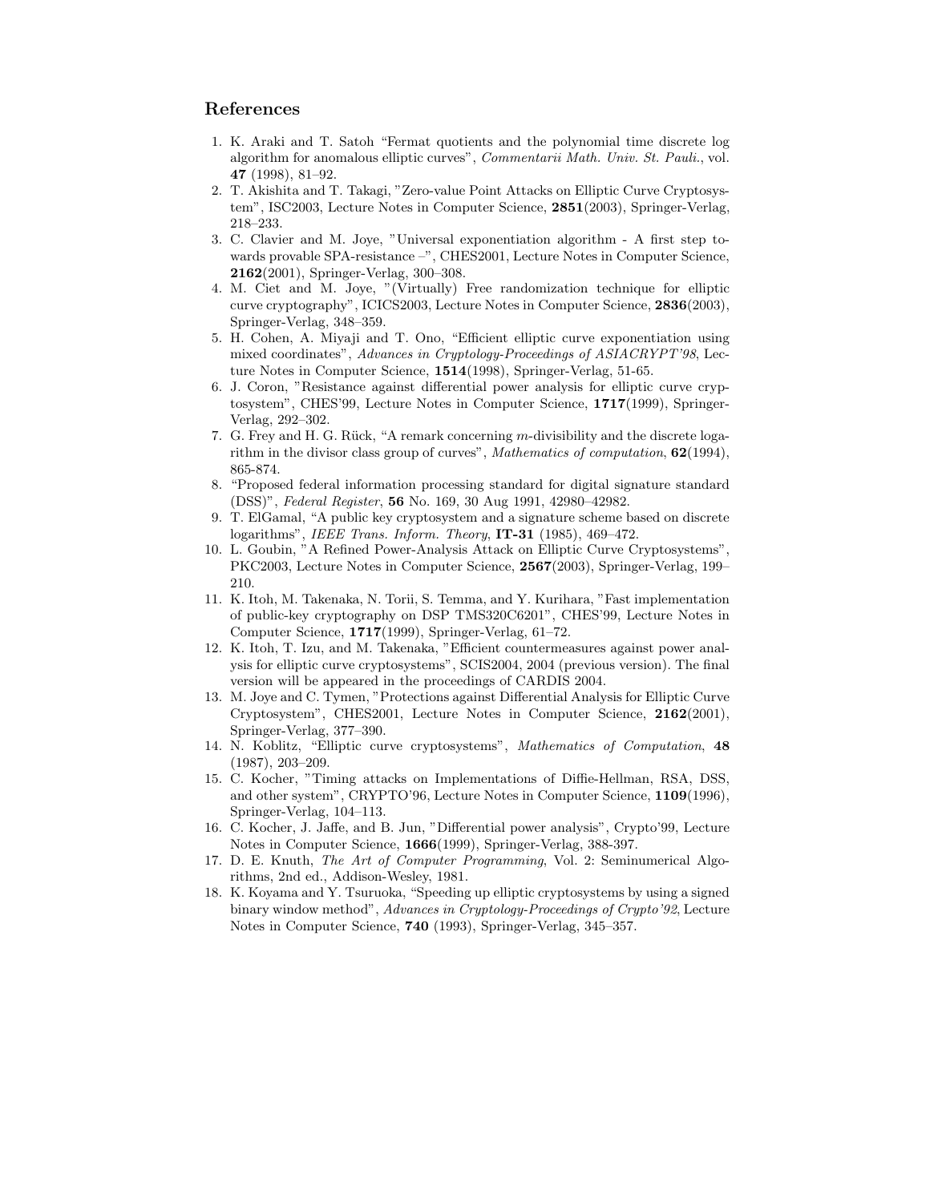## References

1. K. Araki and T. Satoh "Fermat quotients and the polynomial time discrete log algorithm for anomalous elliptic curves", *Commentarii Math. Univ. St. Pauli.*, vol. **47** (1998), 81–92.
2. T. Akishita and T. Takagi, "Zero-value Point Attacks on Elliptic Curve Cryptosystem", ISC2003, Lecture Notes in Computer Science, **2851**(2003), Springer-Verlag, 218–233.
3. C. Clavier and M. Joye, "Universal exponentiation algorithm - A first step towards provable SPA-resistance –", CHES2001, Lecture Notes in Computer Science, **2162**(2001), Springer-Verlag, 300–308.
4. M. Ciet and M. Joye, "(Virtually) Free randomization technique for elliptic curve cryptography", ICICS2003, Lecture Notes in Computer Science, **2836**(2003), Springer-Verlag, 348–359.
5. H. Cohen, A. Miyaji and T. Ono, "Efficient elliptic curve exponentiation using mixed coordinates", *Advances in Cryptology-Proceedings of ASIACRYPT'98*, Lecture Notes in Computer Science, **1514**(1998), Springer-Verlag, 51-65.
6. J. Coron, "Resistance against differential power analysis for elliptic curve cryptosystem", CHES'99, Lecture Notes in Computer Science, **1717**(1999), Springer-Verlag, 292–302.
7. G. Frey and H. G. Rück, "A remark concerning $m$-divisibility and the discrete logarithm in the divisor class group of curves", *Mathematics of computation*, **62**(1994), 865-874.
8. "Proposed federal information processing standard for digital signature standard (DSS)", *Federal Register*, **56** No. 169, 30 Aug 1991, 42980–42982.
9. T. ElGamal, "A public key cryptosystem and a signature scheme based on discrete logarithms", *IEEE Trans. Inform. Theory*, **IT-31** (1985), 469–472.
10. L. Goubin, "A Refined Power-Analysis Attack on Elliptic Curve Cryptosystems", PKC2003, Lecture Notes in Computer Science, **2567**(2003), Springer-Verlag, 199–210.
11. K. Itoh, M. Takenaka, N. Torii, S. Temma, and Y. Kurihara, "Fast implementation of public-key cryptography on DSP TMS320C6201", CHES'99, Lecture Notes in Computer Science, **1717**(1999), Springer-Verlag, 61–72.
12. K. Itoh, T. Izu, and M. Takenaka, "Efficient countermeasures against power analysis for elliptic curve cryptosystems", SCIS2004, 2004 (previous version). The final version will be appeared in the proceedings of CARDIS 2004.
13. M. Joye and C. Tymen, "Protections against Differential Analysis for Elliptic Curve Cryptosystem", CHES2001, Lecture Notes in Computer Science, **2162**(2001), Springer-Verlag, 377–390.
14. N. Koblitz, "Elliptic curve cryptosystems", *Mathematics of Computation*, **48** (1987), 203–209.
15. C. Kocher, "Timing attacks on Implementations of Diffie-Hellman, RSA, DSS, and other system", CRYPTO'96, Lecture Notes in Computer Science, **1109**(1996), Springer-Verlag, 104–113.
16. C. Kocher, J. Jaffe, and B. Jun, "Differential power analysis", Crypto'99, Lecture Notes in Computer Science, **1666**(1999), Springer-Verlag, 388-397.
17. D. E. Knuth, *The Art of Computer Programming*, Vol. 2: Seminumerical Algorithms, 2nd ed., Addison-Wesley, 1981.
18. K. Koyama and Y. Tsuruoka, "Speeding up elliptic cryptosystems by using a signed binary window method", *Advances in Cryptology-Proceedings of Crypto'92*, Lecture Notes in Computer Science, **740** (1993), Springer-Verlag, 345–357.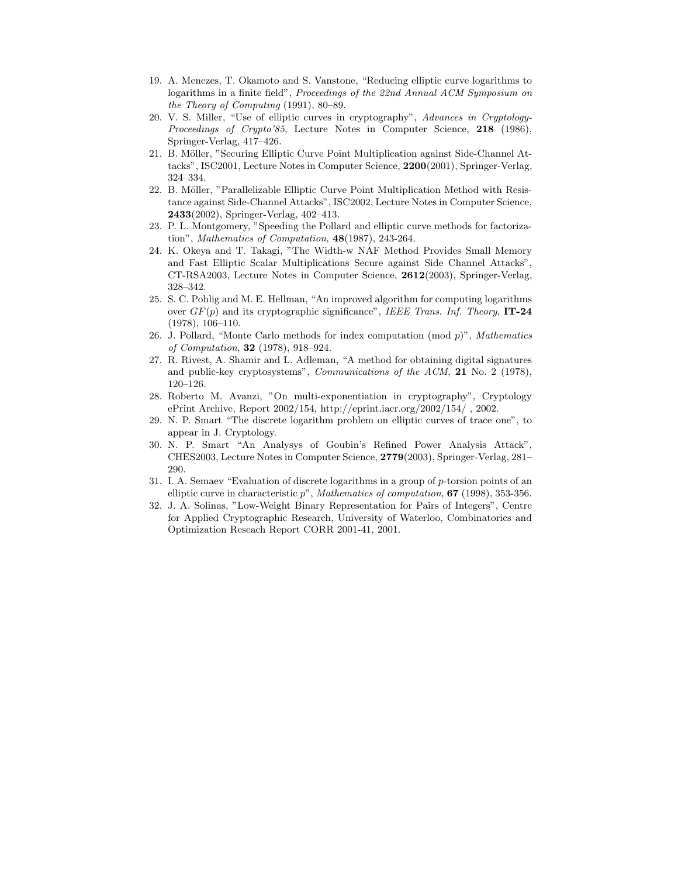19. A. Menezes, T. Okamoto and S. Vanstone, “Reducing elliptic curve logarithms to logarithms in a finite field”, *Proceedings of the 22nd Annual ACM Symposium on the Theory of Computing* (1991), 80–89.
20. V. S. Miller, “Use of elliptic curves in cryptography”, *Advances in Cryptology-Proceedings of Crypto’85*, Lecture Notes in Computer Science, **218** (1986), Springer-Verlag, 417–426.
21. B. Möller, ”Securing Elliptic Curve Point Multiplication against Side-Channel Attacks”, ISC2001, Lecture Notes in Computer Science, **2200**(2001), Springer-Verlag, 324–334.
22. B. Möller, ”Parallelizable Elliptic Curve Point Multiplication Method with Resistance against Side-Channel Attacks”, ISC2002, Lecture Notes in Computer Science, **2433**(2002), Springer-Verlag, 402–413.
23. P. L. Montgomery, ”Speeding the Pollard and elliptic curve methods for factorization”, *Mathematics of Computation*, **48**(1987), 243-264.
24. K. Okeya and T. Takagi, ”The Width-w NAF Method Provides Small Memory and Fast Elliptic Scalar Multiplications Secure against Side Channel Attacks”, CT-RSA2003, Lecture Notes in Computer Science, **2612**(2003), Springer-Verlag, 328–342.
25. S. C. Pohlig and M. E. Hellman, “An improved algorithm for computing logarithms over $GF(p)$ and its cryptographic significance”, *IEEE Trans. Inf. Theory*, **IT-24** (1978), 106–110.
26. J. Pollard, “Monte Carlo methods for index computation (mod $p$)”, *Mathematics of Computation*, **32** (1978), 918–924.
27. R. Rivest, A. Shamir and L. Adleman, “A method for obtaining digital signatures and public-key cryptosystems”, *Communications of the ACM*, **21** No. 2 (1978), 120–126.
28. Roberto M. Avanzi, ”On multi-exponentiation in cryptography”, Cryptology ePrint Archive, Report 2002/154, http://eprint.iacr.org/2002/154/ , 2002.
29. N. P. Smart “The discrete logarithm problem on elliptic curves of trace one”, to appear in J. Cryptology.
30. N. P. Smart “An Analysys of Goubin’s Refined Power Analysis Attack”, CHES2003, Lecture Notes in Computer Science, **2779**(2003), Springer-Verlag, 281–290.
31. I. A. Semaev “Evaluation of discrete logarithms in a group of $p$-torsion points of an elliptic curve in characteristic $p$”, *Mathematics of computation*, **67** (1998), 353-356.
32. J. A. Solinas, ”Low-Weight Binary Representation for Pairs of Integers”, Centre for Applied Cryptographic Research, University of Waterloo, Combinatorics and Optimization Reseach Report CORR 2001-41, 2001.